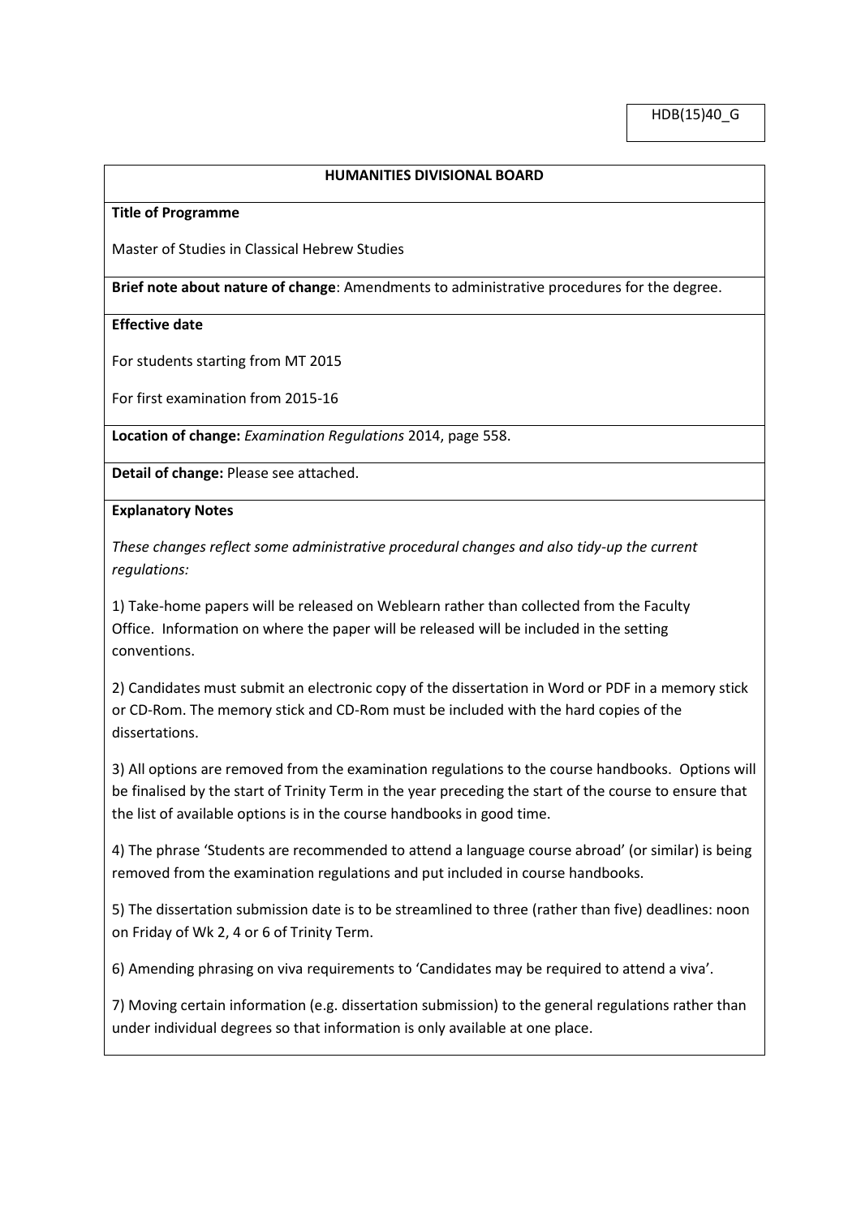HDB(15)40_G

**HUMANITIES DIVISIONAL BOARD**

**Title of Programme**

Master of Studies in Classical Hebrew Studies

**Brief note about nature of change**: Amendments to administrative procedures for the degree.

**Effective date**

For students starting from MT 2015

For first examination from 2015-16

**Location of change:** *Examination Regulations* 2014, page 558.

**Detail of change:** Please see attached.

**Explanatory Notes**

*These changes reflect some administrative procedural changes and also tidy-up the current regulations:*

1) Take-home papers will be released on Weblearn rather than collected from the Faculty Office. Information on where the paper will be released will be included in the setting conventions.

2) Candidates must submit an electronic copy of the dissertation in Word or PDF in a memory stick or CD-Rom. The memory stick and CD-Rom must be included with the hard copies of the dissertations.

3) All options are removed from the examination regulations to the course handbooks. Options will be finalised by the start of Trinity Term in the year preceding the start of the course to ensure that the list of available options is in the course handbooks in good time.

4) The phrase 'Students are recommended to attend a language course abroad' (or similar) is being removed from the examination regulations and put included in course handbooks.

5) The dissertation submission date is to be streamlined to three (rather than five) deadlines: noon on Friday of Wk 2, 4 or 6 of Trinity Term.

6) Amending phrasing on viva requirements to 'Candidates may be required to attend a viva'.

7) Moving certain information (e.g. dissertation submission) to the general regulations rather than under individual degrees so that information is only available at one place.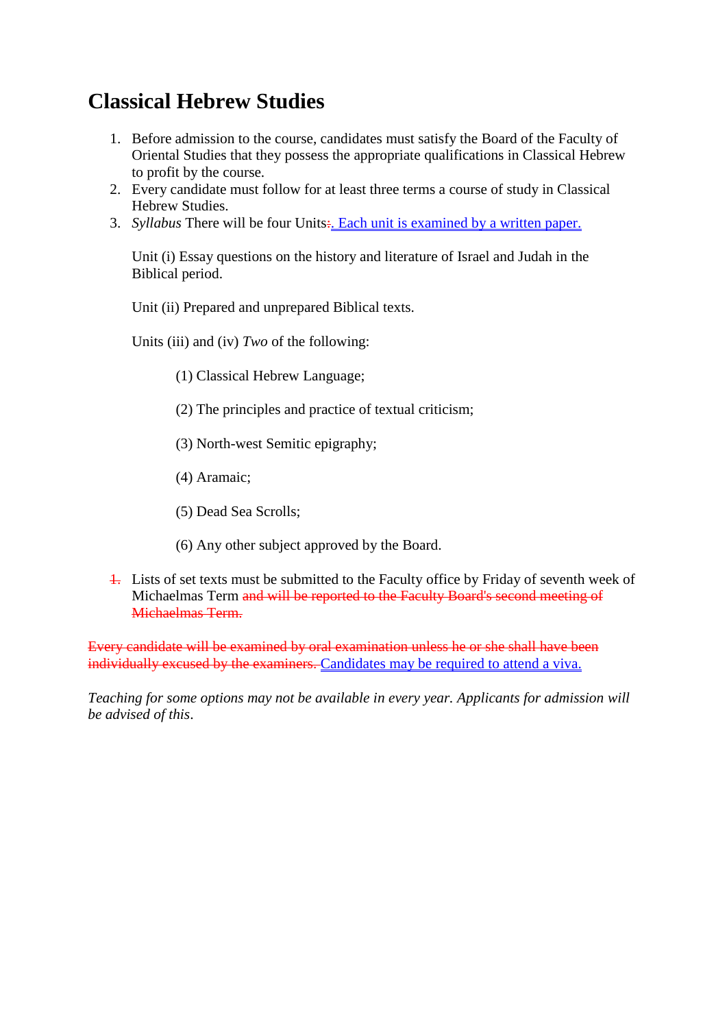# Classical Hebrew Studies

1. Before admission to the course, candidates must satisfy the Board of the Faculty of Oriental Studies that they possess the appropriate qualifications in Classical Hebrew to profit by the course.
2. Every candidate must follow for at least three terms a course of study in Classical Hebrew Studies.
3. *Syllabus* There will be four Units~~:~~. Each unit is examined by a written paper.

   Unit (i) Essay questions on the history and literature of Israel and Judah in the Biblical period.

   Unit (ii) Prepared and unprepared Biblical texts.

   Units (iii) and (iv) *Two* of the following:

   (1) Classical Hebrew Language;

   (2) The principles and practice of textual criticism;

   (3) North-west Semitic epigraphy;

   (4) Aramaic;

   (5) Dead Sea Scrolls;

   (6) Any other subject approved by the Board.

~~1.~~ Lists of set texts must be submitted to the Faculty office by Friday of seventh week of Michaelmas Term ~~and will be reported to the Faculty Board's second meeting of Michaelmas Term.~~

~~Every candidate will be examined by oral examination unless he or she shall have been individually excused by the examiners.~~ Candidates may be required to attend a viva.

*Teaching for some options may not be available in every year. Applicants for admission will be advised of this*.